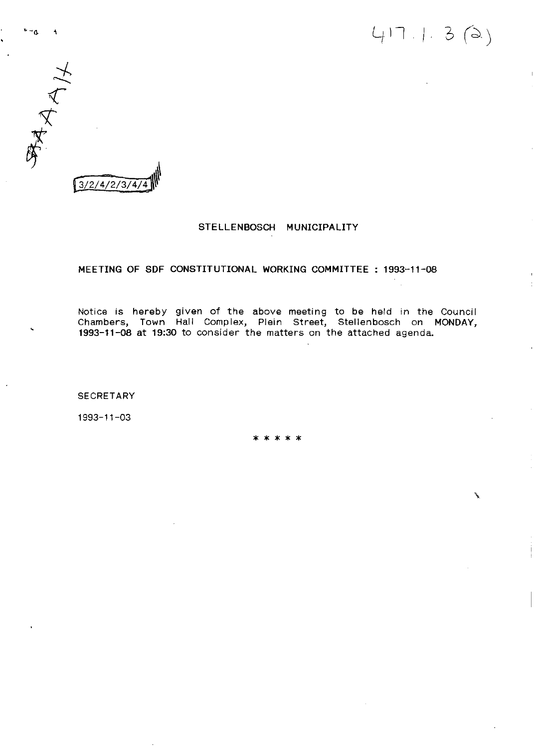417.1.3 (2)

3/2/4/2/3/4/4

## STELLENBOSCH MUNICIPALITY

### MEETING OF SDF CONSTITUTIONAL WORKING COMMITTEE : 1993-11-08

Notice is hereby given of the above meeting to be held in the Council Chambers, Town Hall Complex, Plein Street, Stellenbosch on **MONDAY, 1993-11-08** at 19:30 to consider the matters on the attached agenda.

SECRETARY

1993-11-03

\* \* \* \* \*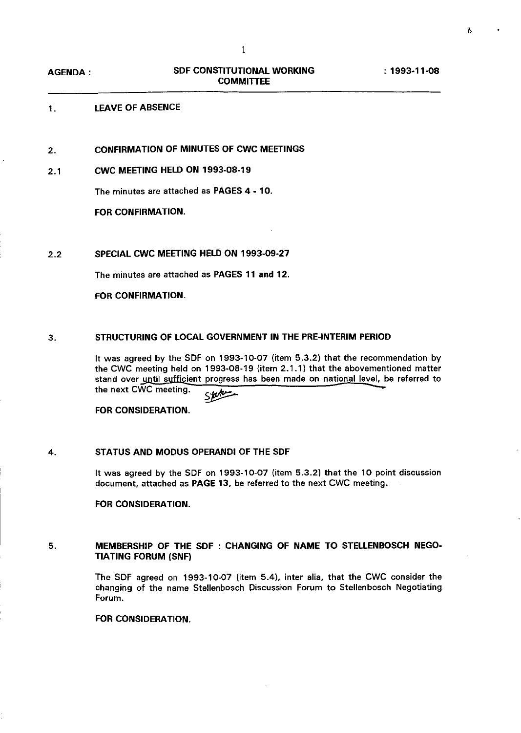**AGENDA :** **SDF CONSTITUTIONAL WORKING COMMITTEE** **: 1993-11-08**

## 1. LEAVE OF ABSENCE

## 2. CONFIRMATION OF MINUTES OF CWC MEETINGS

### 2.1 CWC MEETING HELD ON 1993-08-19

The minutes are attached as **PAGES 4 - 10.**

**FOR CONFIRMATION.**

### 2.2 SPECIAL CWC MEETING HELD ON 1993-09-27

The minutes are attached as **PAGES 11 and 12.**

**FOR CONFIRMATION.**

## 3. STRUCTURING OF LOCAL GOVERNMENT IN THE PRE-INTERIM PERIOD

It was agreed by the SDF on 1993-10-07 (item 5.3.2) that the recommendation by the CWC meeting held on 1993-08-19 (item 2.1.1) that the abovementioned matter stand over until sufficient progress has been made on national level, be referred to the next CWC meeting.

**FOR CONSIDERATION.**

## 4. STATUS AND MODUS OPERANDI OF THE SDF

It was agreed by the SDF on 1993-10-07 (item 5.3.2) that the 10 point discussion document, attached as **PAGE 13**, be referred to the next CWC meeting.

**FOR CONSIDERATION.**

## 5. MEMBERSHIP OF THE SDF : CHANGING OF NAME TO STELLENBOSCH NEGOTIATING FORUM (SNF)

The SDF agreed on 1993-10-07 (item 5.4), inter alia, that the CWC consider the changing of the name Stellenbosch Discussion Forum to Stellenbosch Negotiating Forum.

**FOR CONSIDERATION.**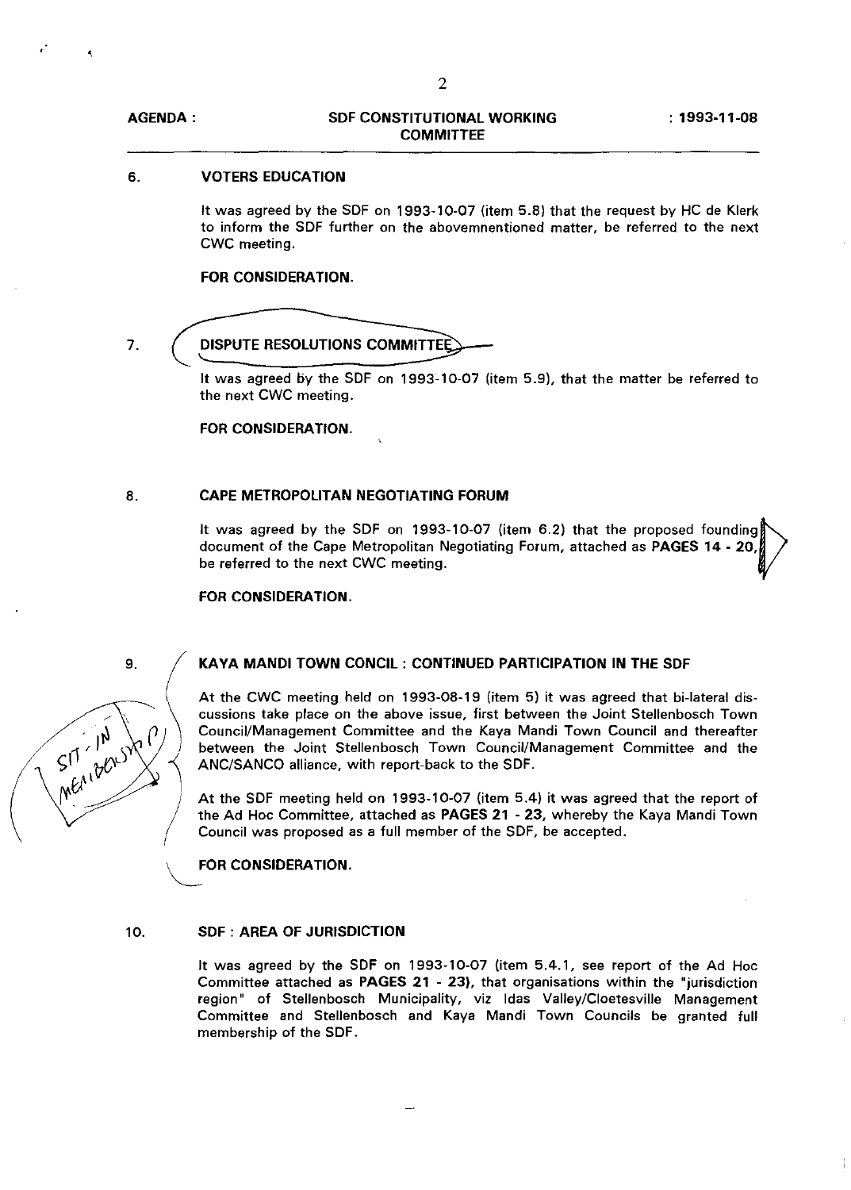**AGENDA : SDF CONSTITUTIONAL WORKING COMMITTEE : 1993-11-08**

## 6. VOTERS EDUCATION

It was agreed by the SDF on 1993-10-07 (item 5.8) that the request by HC de Klerk to inform the SDF further on the abovemnentioned matter, be referred to the next CWC meeting.

**FOR CONSIDERATION.**

## 7. DISPUTE RESOLUTIONS COMMITTEE

It was agreed by the SDF on 1993-10-07 (item 5.9), that the matter be referred to the next CWC meeting.

**FOR CONSIDERATION.**

## 8. CAPE METROPOLITAN NEGOTIATING FORUM

It was agreed by the SDF on 1993-10-07 (item 6.2) that the proposed founding document of the Cape Metropolitan Negotiating Forum, attached as **PAGES 14 - 20**, be referred to the next CWC meeting.

**FOR CONSIDERATION.**

## 9. KAYA MANDI TOWN CONCIL : CONTINUED PARTICIPATION IN THE SDF

At the CWC meeting held on 1993-08-19 (item 5) it was agreed that bi-lateral discussions take place on the above issue, first between the Joint Stellenbosch Town Council/Management Committee and the Kaya Mandi Town Council and thereafter between the Joint Stellenbosch Town Council/Management Committee and the ANC/SANCO alliance, with report-back to the SDF.

At the SDF meeting held on 1993-10-07 (item 5.4) it was agreed that the report of the Ad Hoc Committee, attached as **PAGES 21 - 23**, whereby the Kaya Mandi Town Council was proposed as a full member of the SDF, be accepted.

**FOR CONSIDERATION.**

*Sit-in members?*

## 10. SDF : AREA OF JURISDICTION

It was agreed by the **SDF** on 1993-10-07 (item 5.4.1, see report of the Ad Hoc Committee attached as **PAGES 21 - 23**), that organisations within the "jurisdiction region" of Stellenbosch Municipality, viz Idas Valley/Cloetesville Management Committee and Stellenbosch and Kaya Mandi Town Councils be granted full membership of the SDF.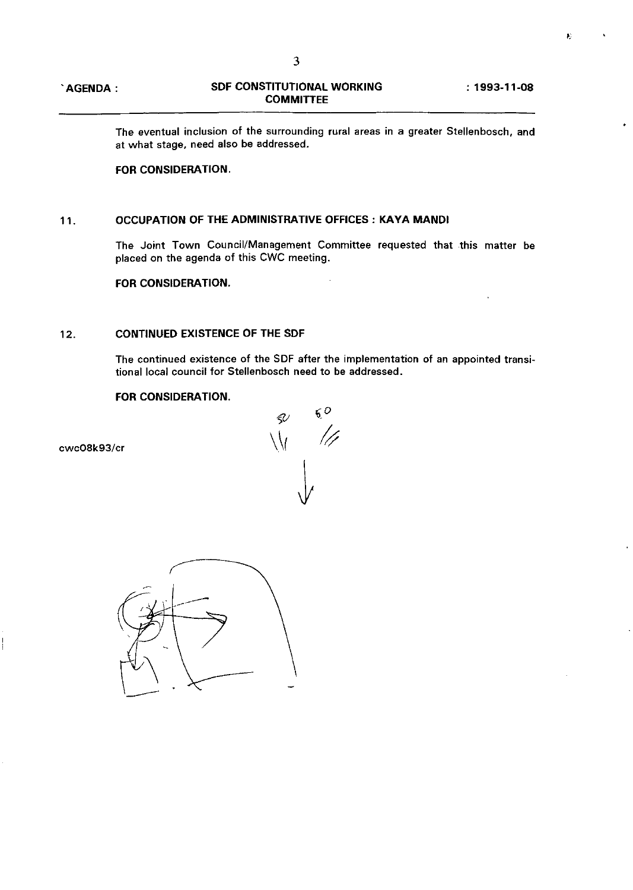The eventual inclusion of the surrounding rural areas in a greater Stellenbosch, and at what stage, need also be addressed.

**FOR CONSIDERATION.**

## 11. OCCUPATION OF THE ADMINISTRATIVE OFFICES : KAYA MANDI

The Joint Town Council/Management Committee requested that this matter be placed on the agenda of this CWC meeting.

**FOR CONSIDERATION.**

## 12. CONTINUED EXISTENCE OF THE SDF

The continued existence of the SDF after the implementation of an appointed transitional local council for Stellenbosch need to be addressed.

**FOR CONSIDERATION.**

cwc08k93/cr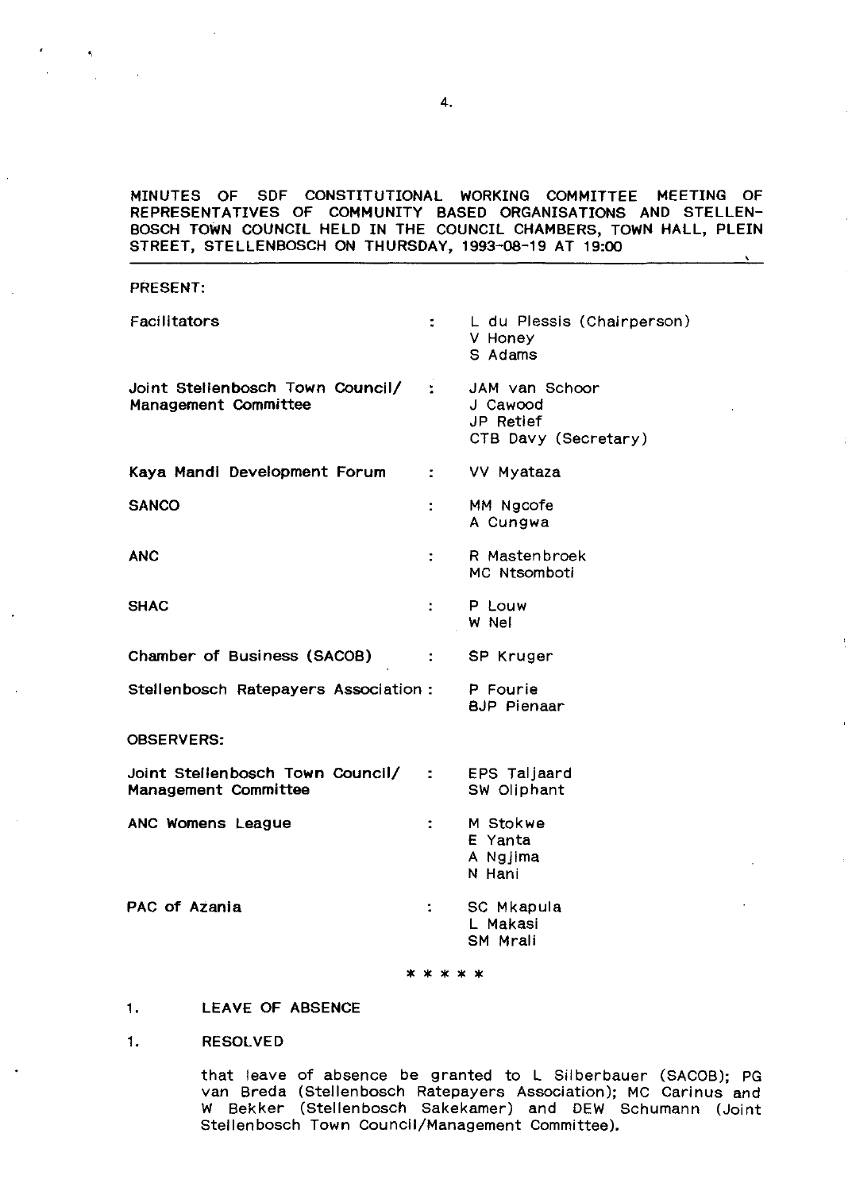MINUTES OF SDF CONSTITUTIONAL WORKING COMMITTEE MEETING OF REPRESENTATIVES OF COMMUNITY BASED ORGANISATIONS AND STELLENBOSCH TOWN COUNCIL HELD IN THE COUNCIL CHAMBERS, TOWN HALL, PLEIN STREET, STELLENBOSCH ON THURSDAY, 1993-08-19 AT 19:00

PRESENT:

| | | |
|---|---|---|
| Facilitators | : | L du Plessis (Chairperson)<br>V Honey<br>S Adams |
| Joint Stellenbosch Town Council/ Management Committee | : | JAM van Schoor<br>J Cawood<br>JP Retief<br>CTB Davy (Secretary) |
| Kaya Mandi Development Forum | : | VV Myataza |
| SANCO | : | MM Ngcofe<br>A Cungwa |
| ANC | : | R Mastenbroek<br>MC Ntsomboti |
| SHAC | : | P Louw<br>W Nel |
| Chamber of Business (SACOB) | : | SP Kruger |
| Stellenbosch Ratepayers Association | : | P Fourie<br>BJP Pienaar |

OBSERVERS:

| | | |
|---|---|---|
| Joint Stellenbosch Town Council/ Management Committee | : | EPS Taljaard<br>SW Oliphant |
| ANC Womens League | : | M Stokwe<br>E Yanta<br>A Ngjima<br>N Hani |
| PAC of Azania | : | SC Mkapula<br>L Makasi<br>SM Mrali |

\* \* \* \* \*

1. LEAVE OF ABSENCE

1. RESOLVED

that leave of absence be granted to L Silberbauer (SACOB); PG van Breda (Stellenbosch Ratepayers Association); MC Carinus and W Bekker (Stellenbosch Sakekamer) and DEW Schumann (Joint Stellenbosch Town Council/Management Committee).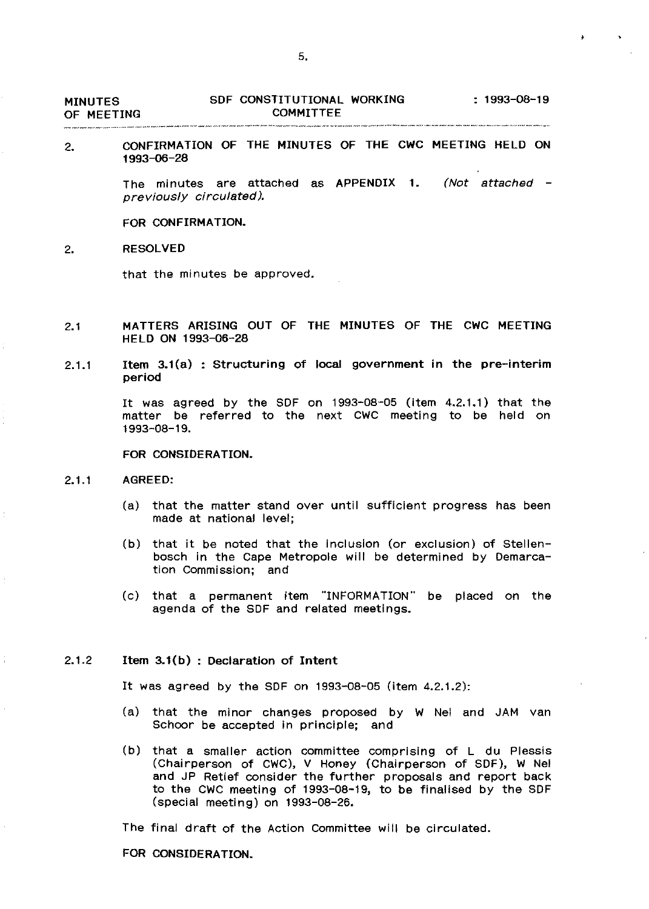2. **CONFIRMATION OF THE MINUTES OF THE CWC MEETING HELD ON 1993-06-28**

The minutes are attached as APPENDIX 1. *(Not attached - previously circulated).*

FOR CONFIRMATION.

2. **RESOLVED**

that the minutes be approved.

2.1 **MATTERS ARISING OUT OF THE MINUTES OF THE CWC MEETING HELD ON 1993-06-28**

2.1.1 **Item 3.1(a) : Structuring of local government in the pre-interim period**

It was agreed by the SDF on 1993-08-05 (item 4.2.1.1) that the matter be referred to the next CWC meeting to be held on 1993-08-19.

FOR CONSIDERATION.

2.1.1 **AGREED:**

(a) that the matter stand over until sufficient progress has been made at national level;

(b) that it be noted that the inclusion (or exclusion) of Stellenbosch in the Cape Metropole will be determined by Demarcation Commission; and

(c) that a permanent item "INFORMATION" be placed on the agenda of the SDF and related meetings.

2.1.2 **Item 3.1(b) : Declaration of Intent**

It was agreed by the SDF on 1993-08-05 (item 4.2.1.2):

(a) that the minor changes proposed by W Nel and JAM van Schoor be accepted in principle; and

(b) that a smaller action committee comprising of L du Plessis (Chairperson of CWC), V Honey (Chairperson of SDF), W Nel and JP Retief consider the further proposals and report back to the CWC meeting of 1993-08-19, to be finalised by the SDF (special meeting) on 1993-08-26.

The final draft of the Action Committee will be circulated.

FOR CONSIDERATION.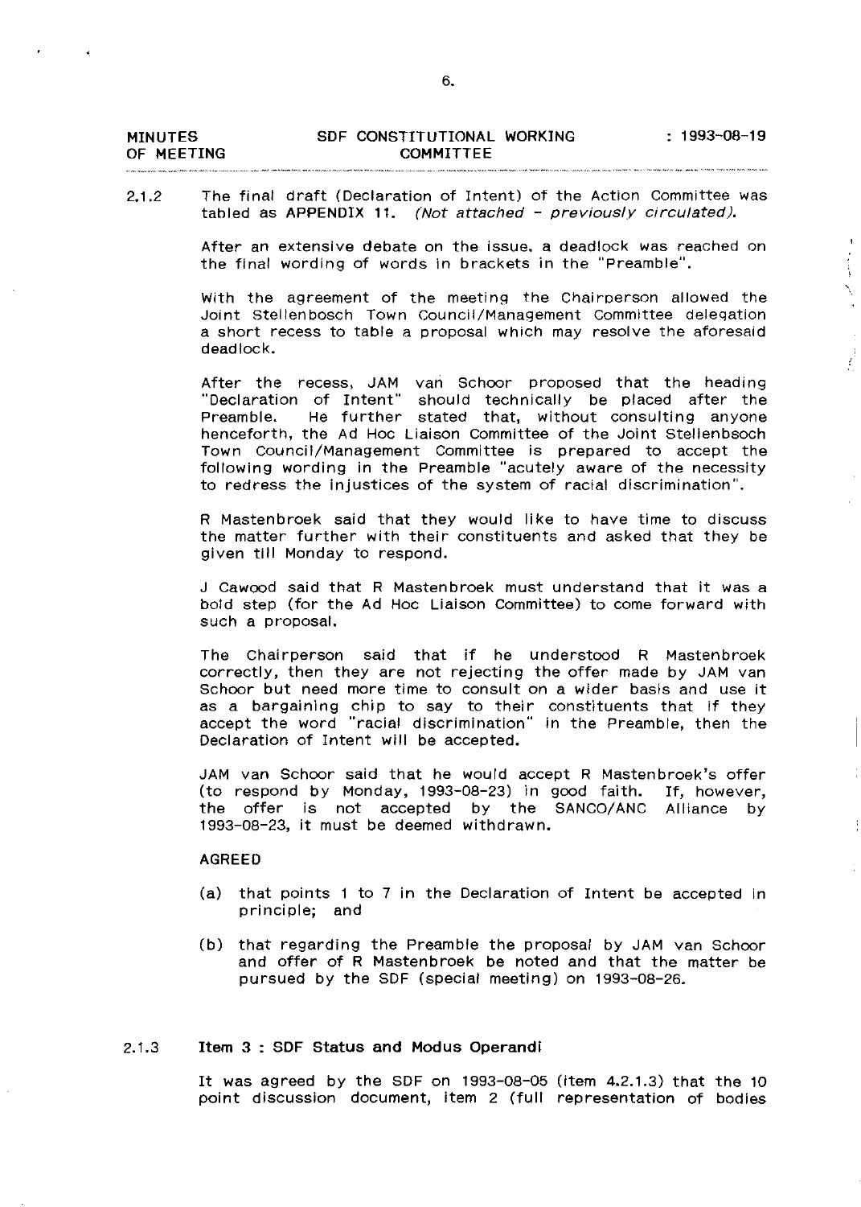2.1.2 The final draft (Declaration of Intent) of the Action Committee was tabled as **APPENDIX 11**. *(Not attached - previously circulated).*

After an extensive debate on the issue, a deadlock was reached on the final wording of words in brackets in the "Preamble".

With the agreement of the meeting the Chairperson allowed the Joint Stellenbosch Town Council/Management Committee delegation a short recess to table a proposal which may resolve the aforesaid deadlock.

After the recess, JAM van Schoor proposed that the heading "Declaration of Intent" should technically be placed after the Preamble. He further stated that, without consulting anyone henceforth, the Ad Hoc Liaison Committee of the Joint Stellenbsoch Town Council/Management Committee is prepared to accept the following wording in the Preamble "acutely aware of the necessity to redress the injustices of the system of racial discrimination".

R Mastenbroek said that they would like to have time to discuss the matter further with their constituents and asked that they be given till Monday to respond.

J Cawood said that R Mastenbroek must understand that it was a bold step (for the Ad Hoc Liaison Committee) to come forward with such a proposal.

The Chairperson said that if he understood R Mastenbroek correctly, then they are not rejecting the offer made by JAM van Schoor but need more time to consult on a wider basis and use it as a bargaining chip to say to their constituents that if they accept the word "racial discrimination" in the Preamble, then the Declaration of Intent will be accepted.

JAM van Schoor said that he would accept R Mastenbroek's offer (to respond by Monday, 1993-08-23) in good faith. If, however, the offer is not accepted by the SANCO/ANC Alliance by 1993-08-23, it must be deemed withdrawn.

AGREED

(a) that points 1 to 7 in the Declaration of Intent be accepted in principle; and

(b) that regarding the Preamble the proposal by JAM van Schoor and offer of R Mastenbroek be noted and that the matter be pursued by the SDF (special meeting) on 1993-08-26.

2.1.3 **Item 3 : SDF Status and Modus Operandi**

It was agreed by the SDF on 1993-08-05 (item 4.2.1.3) that the 10 point discussion document, item 2 (full representation of bodies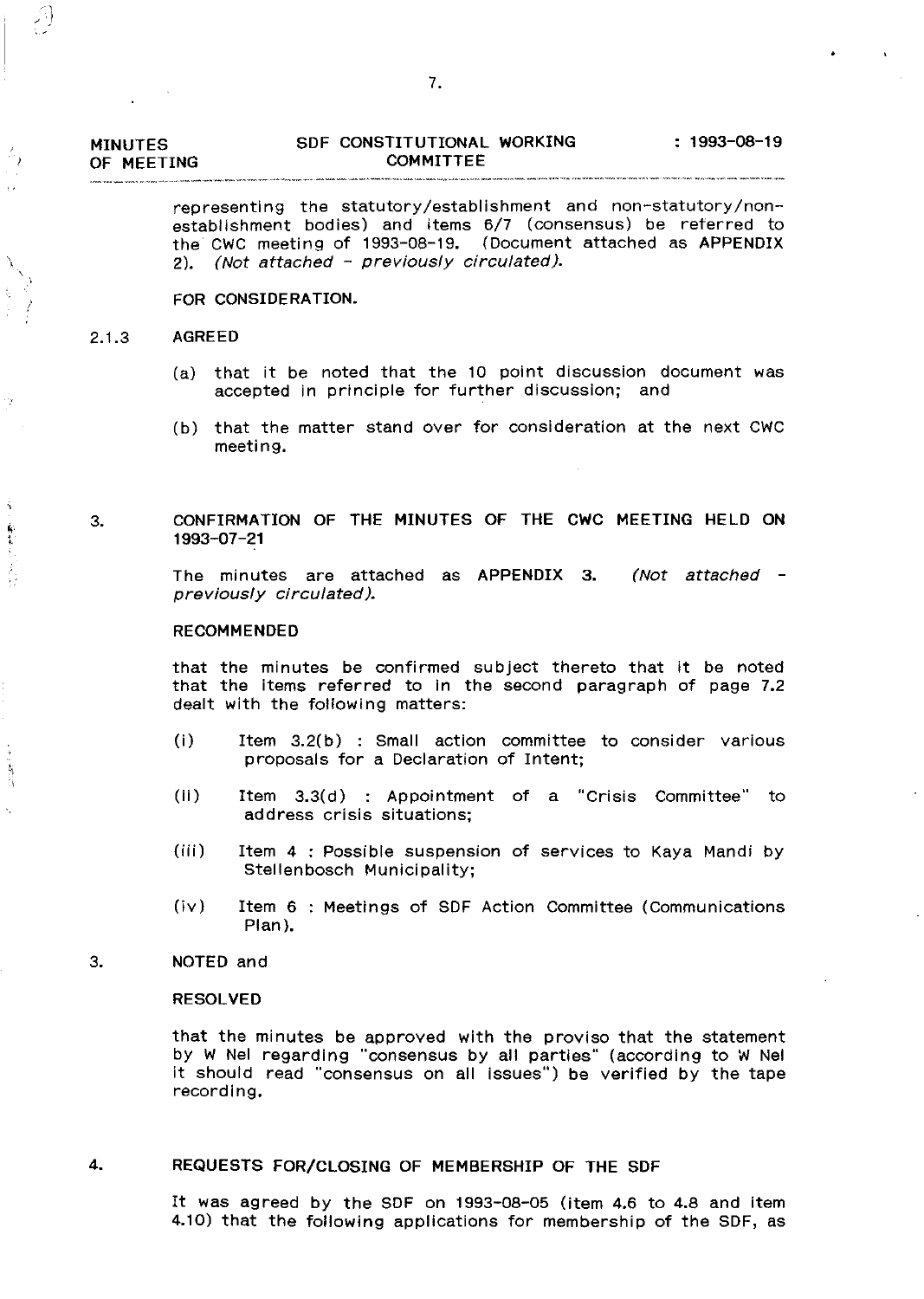representing the statutory/establishment and non-statutory/non-establishment bodies) and items 6/7 (consensus) be referred to the CWC meeting of 1993-08-19. (Document attached as APPENDIX 2). *(Not attached - previously circulated).*

FOR CONSIDERATION.

2.1.3 AGREED

(a) that it be noted that the 10 point discussion document was accepted in principle for further discussion; and

(b) that the matter stand over for consideration at the next CWC meeting.

## 3. CONFIRMATION OF THE MINUTES OF THE CWC MEETING HELD ON 1993-07-21

The minutes are attached as APPENDIX 3. *(Not attached - previously circulated).*

RECOMMENDED

that the minutes be confirmed subject thereto that it be noted that the items referred to in the second paragraph of page 7.2 dealt with the following matters:

(i) Item 3.2(b) : Small action committee to consider various proposals for a Declaration of Intent;

(ii) Item 3.3(d) : Appointment of a "Crisis Committee" to address crisis situations;

(iii) Item 4 : Possible suspension of services to Kaya Mandi by Stellenbosch Municipality;

(iv) Item 6 : Meetings of SDF Action Committee (Communications Plan).

3. NOTED and

RESOLVED

that the minutes be approved with the proviso that the statement by W Nel regarding "consensus by all parties" (according to W Nel it should read "consensus on all issues") be verified by the tape recording.

## 4. REQUESTS FOR/CLOSING OF MEMBERSHIP OF THE SDF

It was agreed by the SDF on 1993-08-05 (item 4.6 to 4.8 and item 4.10) that the following applications for membership of the SDF, as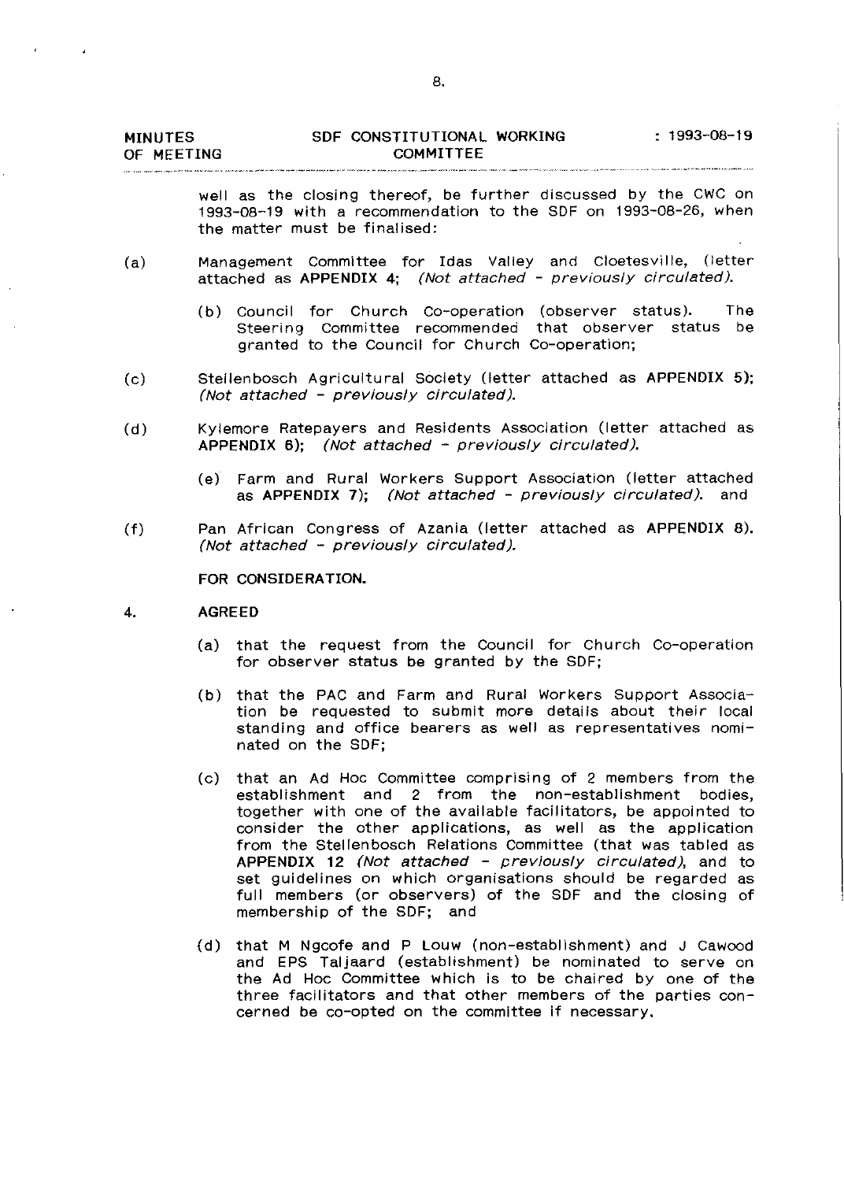well as the closing thereof, be further discussed by the CWC on 1993-08-19 with a recommendation to the SDF on 1993-08-26, when the matter must be finalised:

(a) Management Committee for Idas Valley and Cloetesville, (letter attached as **APPENDIX 4**; *(Not attached - previously circulated).*

(b) Council for Church Co-operation (observer status). The Steering Committee recommended that observer status be granted to the Council for Church Co-operation;

(c) Stellenbosch Agricultural Society (letter attached as **APPENDIX 5**); *(Not attached - previously circulated).*

(d) Kylemore Ratepayers and Residents Association (letter attached as **APPENDIX 6**); *(Not attached - previously circulated).*

(e) Farm and Rural Workers Support Association (letter attached as **APPENDIX 7**); *(Not attached - previously circulated).* and

(f) Pan African Congress of Azania (letter attached as **APPENDIX 8**). *(Not attached - previously circulated).*

**FOR CONSIDERATION.**

4. **AGREED**

(a) that the request from the Council for Church Co-operation for observer status be granted by the SDF;

(b) that the PAC and Farm and Rural Workers Support Association be requested to submit more details about their local standing and office bearers as well as representatives nominated on the SDF;

(c) that an Ad Hoc Committee comprising of 2 members from the establishment and 2 from the non-establishment bodies, together with one of the available facilitators, be appointed to consider the other applications, as well as the application from the Stellenbosch Relations Committee (that was tabled as **APPENDIX 12** *(Not attached - previously circulated)*, and to set guidelines on which organisations should be regarded as full members (or observers) of the SDF and the closing of membership of the SDF; and

(d) that M Ngcofe and P Louw (non-establishment) and J Cawood and EPS Taljaard (establishment) be nominated to serve on the Ad Hoc Committee which is to be chaired by one of the three facilitators and that other members of the parties concerned be co-opted on the committee if necessary.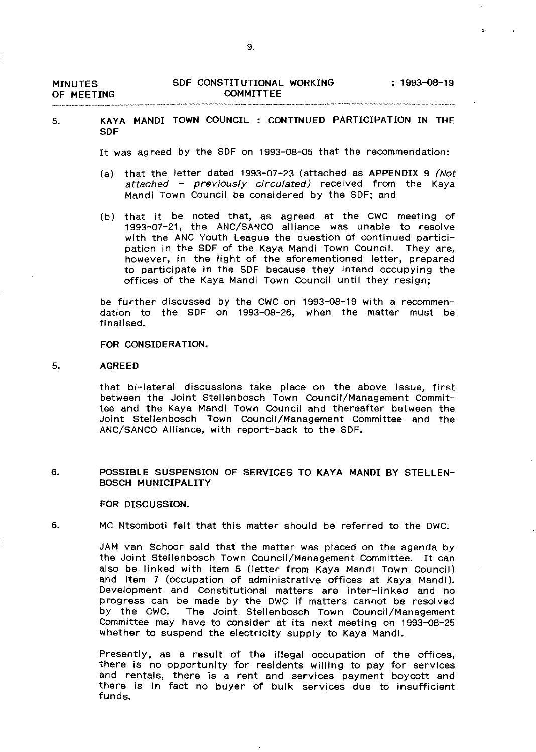MINUTES OF MEETING — SDF CONSTITUTIONAL WORKING COMMITTEE : 1993-08-19

5. KAYA MANDI TOWN COUNCIL : CONTINUED PARTICIPATION IN THE SDF

It was agreed by the SDF on 1993-08-05 that the recommendation:

(a) that the letter dated 1993-07-23 (attached as **APPENDIX 9** *(Not attached - previously circulated)* received from the Kaya Mandi Town Council be considered by the SDF; and

(b) that it be noted that, as agreed at the CWC meeting of 1993-07-21, the ANC/SANCO alliance was unable to resolve with the ANC Youth League the question of continued participation in the SDF of the Kaya Mandi Town Council. They are, however, in the light of the aforementioned letter, prepared to participate in the SDF because they intend occupying the offices of the Kaya Mandi Town Council until they resign;

be further discussed by the CWC on 1993-08-19 with a recommendation to the SDF on 1993-08-26, when the matter must be finalised.

**FOR CONSIDERATION.**

5. **AGREED**

that bi-lateral discussions take place on the above issue, first between the Joint Stellenbosch Town Council/Management Committee and the Kaya Mandi Town Council and thereafter between the Joint Stellenbosch Town Council/Management Committee and the ANC/SANCO Alliance, with report-back to the SDF.

6. POSSIBLE SUSPENSION OF SERVICES TO KAYA MANDI BY STELLENBOSCH MUNICIPALITY

**FOR DISCUSSION.**

6. MC Ntsomboti felt that this matter should be referred to the DWC.

JAM van Schoor said that the matter was placed on the agenda by the Joint Stellenbosch Town Council/Management Committee. It can also be linked with item 5 (letter from Kaya Mandi Town Council) and item 7 (occupation of administrative offices at Kaya Mandi). Development and Constitutional matters are inter-linked and no progress can be made by the DWC if matters cannot be resolved by the CWC. The Joint Stellenbosch Town Council/Management Committee may have to consider at its next meeting on 1993-08-25 whether to suspend the electricity supply to Kaya Mandi.

Presently, as a result of the illegal occupation of the offices, there is no opportunity for residents willing to pay for services and rentals, there is a rent and services payment boycott and there is in fact no buyer of bulk services due to insufficient funds.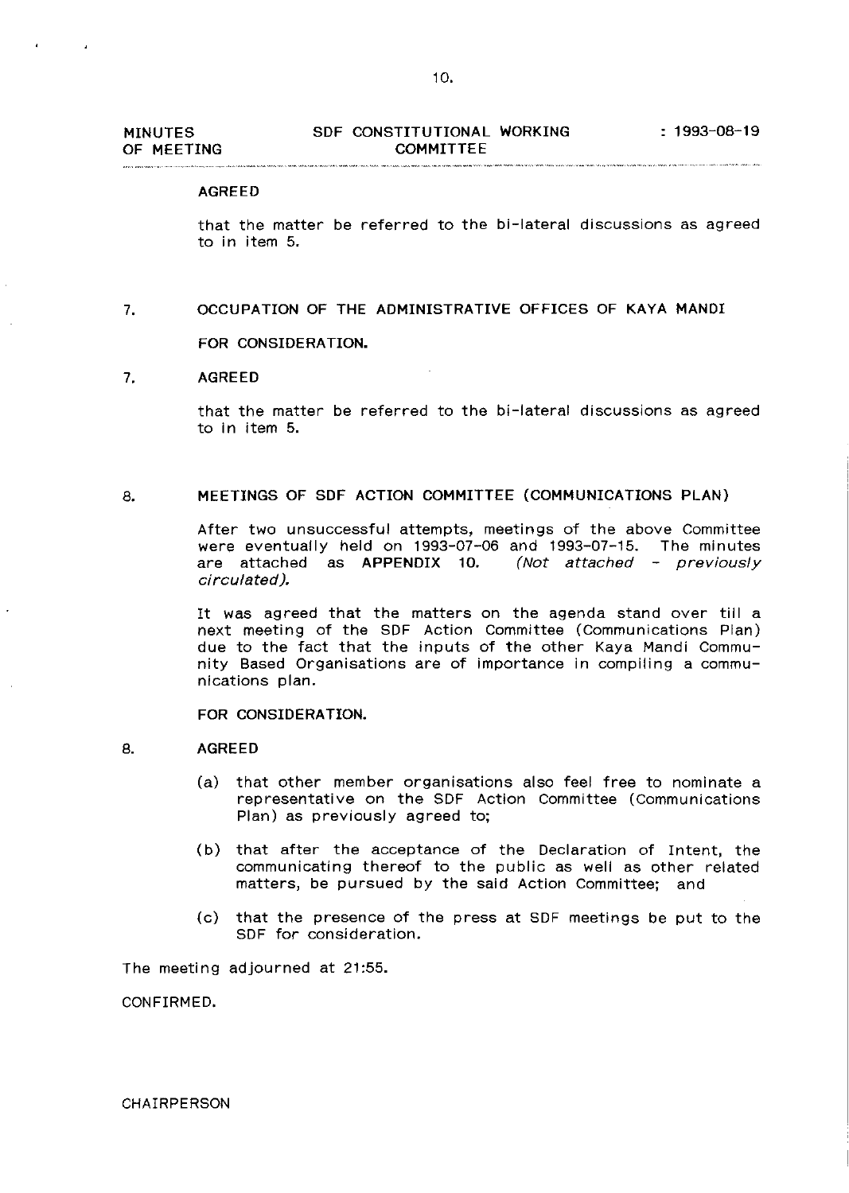AGREED

that the matter be referred to the bi-lateral discussions as agreed to in item 5.

7. OCCUPATION OF THE ADMINISTRATIVE OFFICES OF KAYA MANDI

FOR CONSIDERATION.

7. AGREED

that the matter be referred to the bi-lateral discussions as agreed to in item 5.

8. MEETINGS OF SDF ACTION COMMITTEE (COMMUNICATIONS PLAN)

After two unsuccessful attempts, meetings of the above Committee were eventually held on 1993-07-06 and 1993-07-15. The minutes are attached as **APPENDIX 10.** *(Not attached - previously circulated).*

It was agreed that the matters on the agenda stand over till a next meeting of the SDF Action Committee (Communications Plan) due to the fact that the inputs of the other Kaya Mandi Community Based Organisations are of importance in compiling a communications plan.

FOR CONSIDERATION.

8. AGREED

(a) that other member organisations also feel free to nominate a representative on the SDF Action Committee (Communications Plan) as previously agreed to;

(b) that after the acceptance of the Declaration of Intent, the communicating thereof to the public as well as other related matters, be pursued by the said Action Committee; and

(c) that the presence of the press at SDF meetings be put to the SDF for consideration.

The meeting adjourned at 21:55.

CONFIRMED.

CHAIRPERSON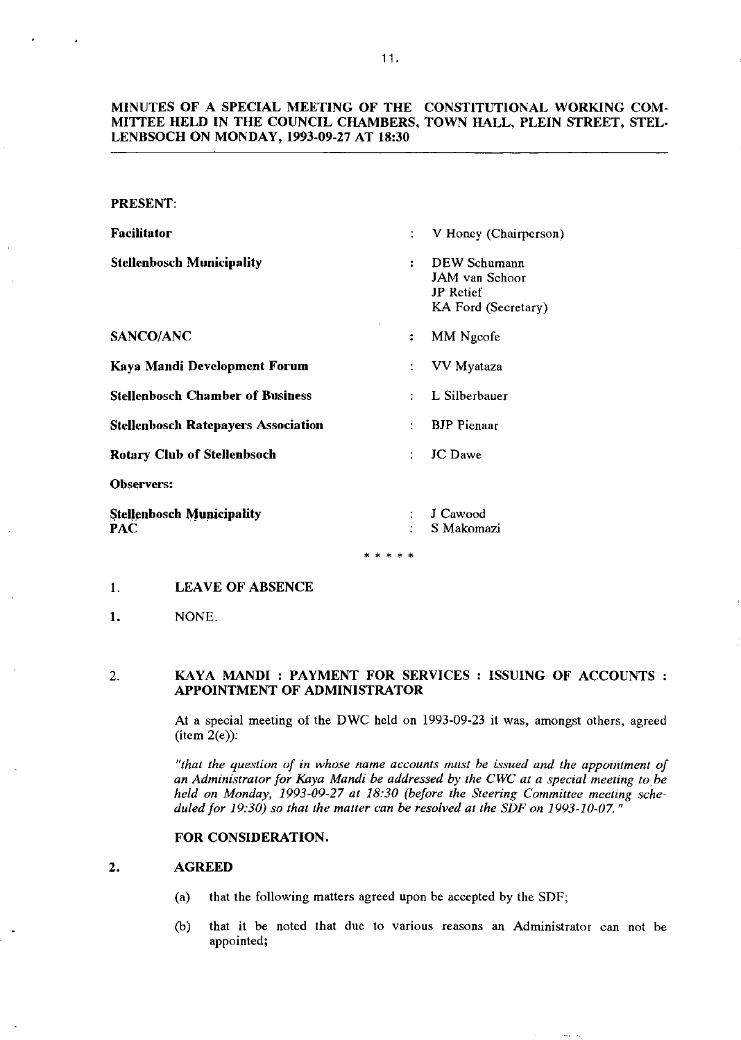**MINUTES OF A SPECIAL MEETING OF THE CONSTITUTIONAL WORKING COMMITTEE HELD IN THE COUNCIL CHAMBERS, TOWN HALL, PLEIN STREET, STELLENBSOCH ON MONDAY, 1993-09-27 AT 18:30**

**PRESENT:**

| | | |
|---|---|---|
| **Facilitator** | : | V Honey (Chairperson) |
| **Stellenbosch Municipality** | : | DEW Schumann<br>JAM van Schoor<br>JP Retief<br>KA Ford (Secretary) |
| **SANCO/ANC** | : | MM Ngcofe |
| **Kaya Mandi Development Forum** | : | VV Myataza |
| **Stellenbosch Chamber of Business** | : | L Silberbauer |
| **Stellenbosch Ratepayers Association** | : | BJP Pienaar |
| **Rotary Club of Stellenbsoch** | : | JC Dawe |
| **Observers:** | | |
| **Stellenbosch Municipality** | : | J Cawood |
| **PAC** | : | S Makomazi |

* * * * *

1. **LEAVE OF ABSENCE**

**1.** NONE.

2. **KAYA MANDI : PAYMENT FOR SERVICES : ISSUING OF ACCOUNTS : APPOINTMENT OF ADMINISTRATOR**

At a special meeting of the DWC held on 1993-09-23 it was, amongst others, agreed (item 2(e)):

*"that the question of in whose name accounts must be issued and the appointment of an Administrator for Kaya Mandi be addressed by the CWC at a special meeting to be held on Monday, 1993-09-27 at 18:30 (before the Steering Committee meeting scheduled for 19:30) so that the matter can be resolved at the SDF on 1993-10-07."*

**FOR CONSIDERATION.**

**2. AGREED**

(a) that the following matters agreed upon be accepted by the SDF;

(b) that it be noted that due to various reasons an Administrator can not be appointed;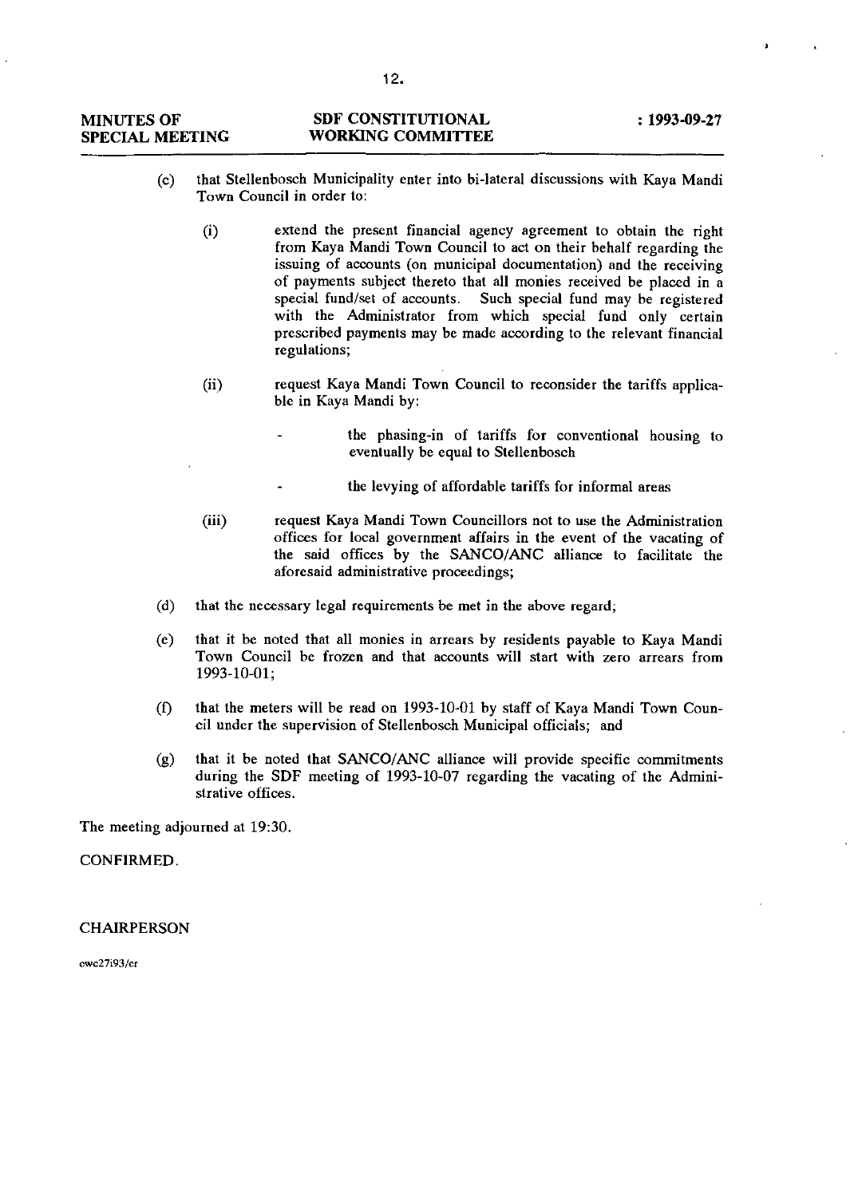(c) that Stellenbosch Municipality enter into bi-lateral discussions with Kaya Mandi Town Council in order to:

(i) extend the present financial agency agreement to obtain the right from Kaya Mandi Town Council to act on their behalf regarding the issuing of accounts (on municipal documentation) and the receiving of payments subject thereto that all monies received be placed in a special fund/set of accounts. Such special fund may be registered with the Administrator from which special fund only certain prescribed payments may be made according to the relevant financial regulations;

(ii) request Kaya Mandi Town Council to reconsider the tariffs applicable in Kaya Mandi by:

- the phasing-in of tariffs for conventional housing to eventually be equal to Stellenbosch

- the levying of affordable tariffs for informal areas

(iii) request Kaya Mandi Town Councillors not to use the Administration offices for local government affairs in the event of the vacating of the said offices by the SANCO/ANC alliance to facilitate the aforesaid administrative proceedings;

(d) that the necessary legal requirements be met in the above regard;

(e) that it be noted that all monies in arrears by residents payable to Kaya Mandi Town Council be frozen and that accounts will start with zero arrears from 1993-10-01;

(f) that the meters will be read on 1993-10-01 by staff of Kaya Mandi Town Council under the supervision of Stellenbosch Municipal officials; and

(g) that it be noted that SANCO/ANC alliance will provide specific commitments during the SDF meeting of 1993-10-07 regarding the vacating of the Administrative offices.

The meeting adjourned at 19:30.

CONFIRMED.

CHAIRPERSON

cwc27i93/cr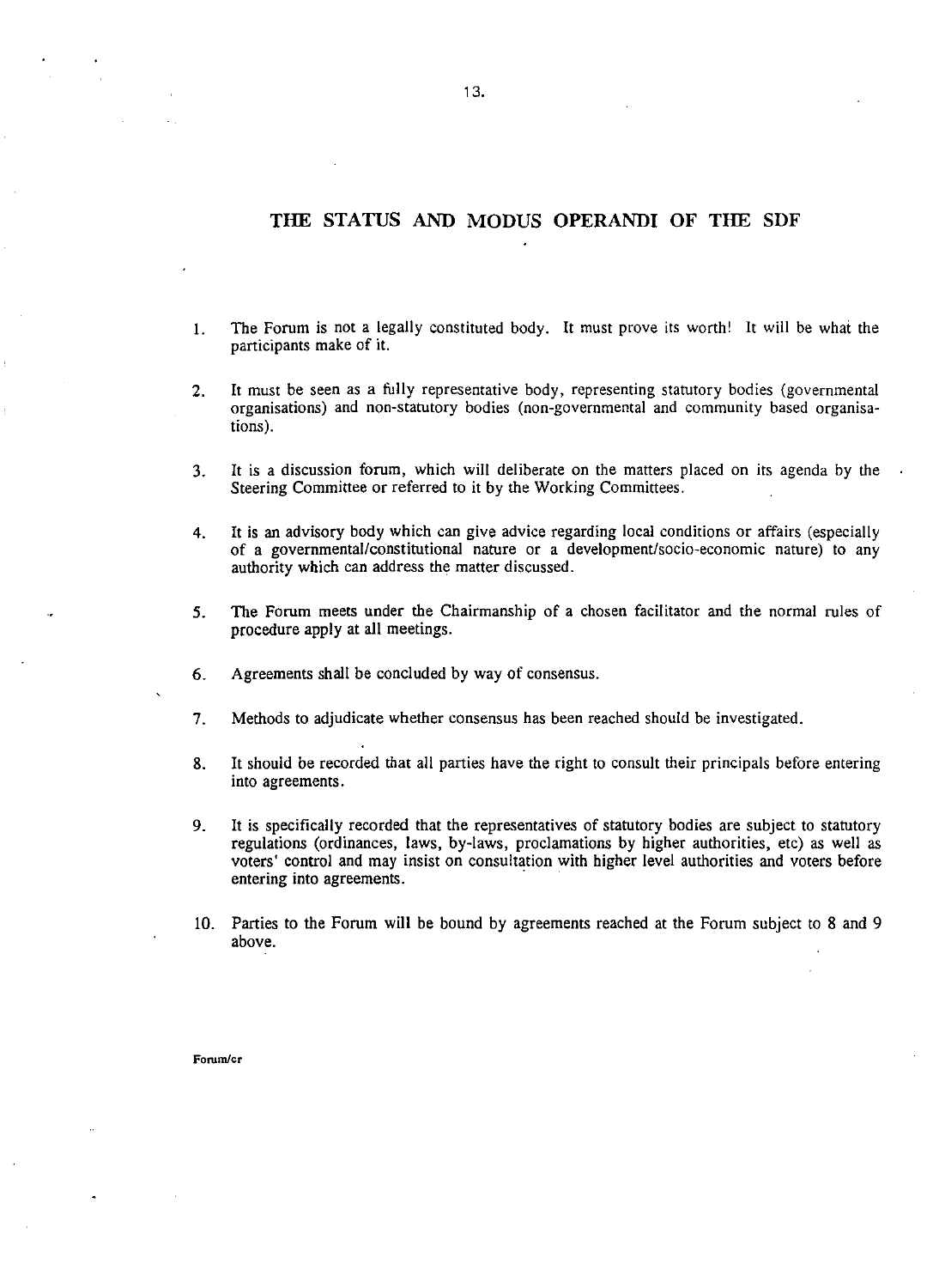# THE STATUS AND MODUS OPERANDI OF THE SDF

1. The Forum is not a legally constituted body. It must prove its worth! It will be what the participants make of it.

2. It must be seen as a fully representative body, representing statutory bodies (governmental organisations) and non-statutory bodies (non-governmental and community based organisations).

3. It is a discussion forum, which will deliberate on the matters placed on its agenda by the Steering Committee or referred to it by the Working Committees.

4. It is an advisory body which can give advice regarding local conditions or affairs (especially of a governmental/constitutional nature or a development/socio-economic nature) to any authority which can address the matter discussed.

5. The Forum meets under the Chairmanship of a chosen facilitator and the normal rules of procedure apply at all meetings.

6. Agreements shall be concluded by way of consensus.

7. Methods to adjudicate whether consensus has been reached should be investigated.

8. It should be recorded that all parties have the right to consult their principals before entering into agreements.

9. It is specifically recorded that the representatives of statutory bodies are subject to statutory regulations (ordinances, laws, by-laws, proclamations by higher authorities, etc) as well as voters' control and may insist on consultation with higher level authorities and voters before entering into agreements.

10. Parties to the Forum will be bound by agreements reached at the Forum subject to 8 and 9 above.

Forum/cr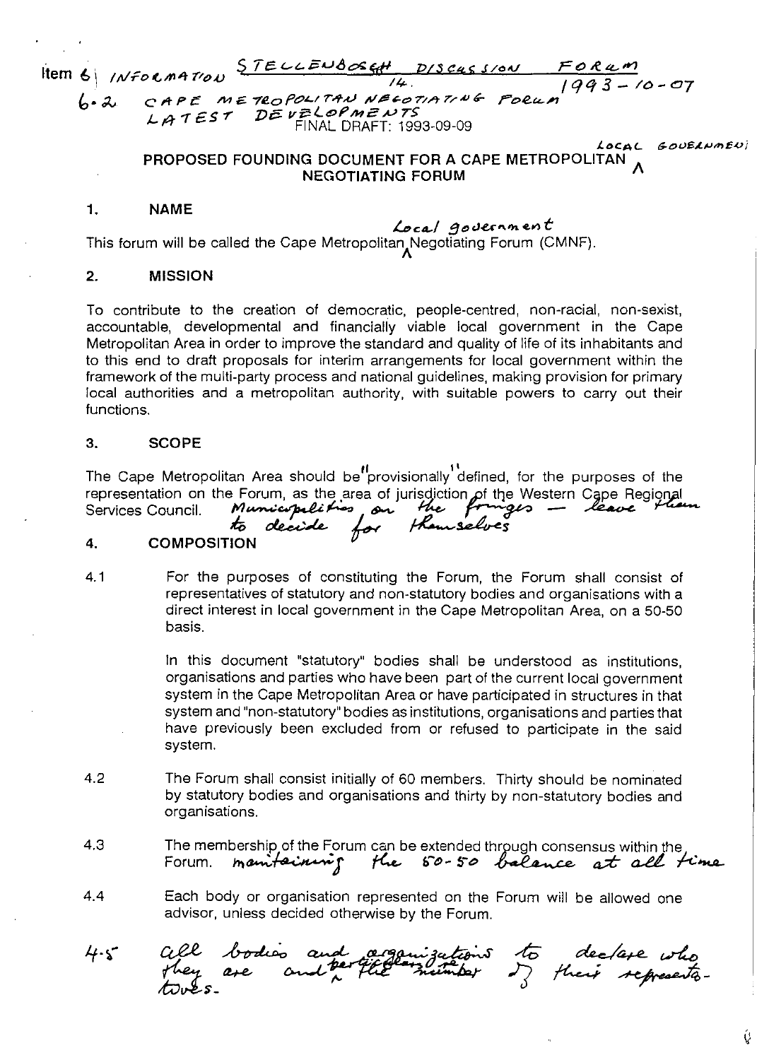Item 6 | INFORMATION STELLENBOSCH DISCUSSION FORUM 14. 1993-10-07

6.2 CAPE METROPOLITAN NEGOTIATING FORUM LATEST DEVELOPMENTS

FINAL DRAFT: 1993-09-09

# PROPOSED FOUNDING DOCUMENT FOR A CAPE METROPOLITAN LOCAL GOVERNMENT NEGOTIATING FORUM

## 1. NAME

This forum will be called the Cape Metropolitan Local government Negotiating Forum (CMNF).

## 2. MISSION

To contribute to the creation of democratic, people-centred, non-racial, non-sexist, accountable, developmental and financially viable local government in the Cape Metropolitan Area in order to improve the standard and quality of life of its inhabitants and to this end to draft proposals for interim arrangements for local government within the framework of the multi-party process and national guidelines, making provision for primary local authorities and a metropolitan authority, with suitable powers to carry out their functions.

## 3. SCOPE

The Cape Metropolitan Area should be "provisionally" defined, for the purposes of the representation on the Forum, as the area of jurisdiction of the Western Cape Regional Services Council. Municipalities on the fringes — leave them to decide for themselves

## 4. COMPOSITION

4.1 For the purposes of constituting the Forum, the Forum shall consist of representatives of statutory and non-statutory bodies and organisations with a direct interest in local government in the Cape Metropolitan Area, on a 50-50 basis.

In this document "statutory" bodies shall be understood as institutions, organisations and parties who have been part of the current local government system in the Cape Metropolitan Area or have participated in structures in that system and "non-statutory" bodies as institutions, organisations and parties that have previously been excluded from or refused to participate in the said system.

4.2 The Forum shall consist initially of 60 members. Thirty should be nominated by statutory bodies and organisations and thirty by non-statutory bodies and organisations.

4.3 The membership of the Forum can be extended through consensus within the Forum. maintaining the 50-50 balance at all time

4.4 Each body or organisation represented on the Forum will be allowed one advisor, unless decided otherwise by the Forum.

4.5 all bodies and organizations to declare who they are and particularly the number of their representatives.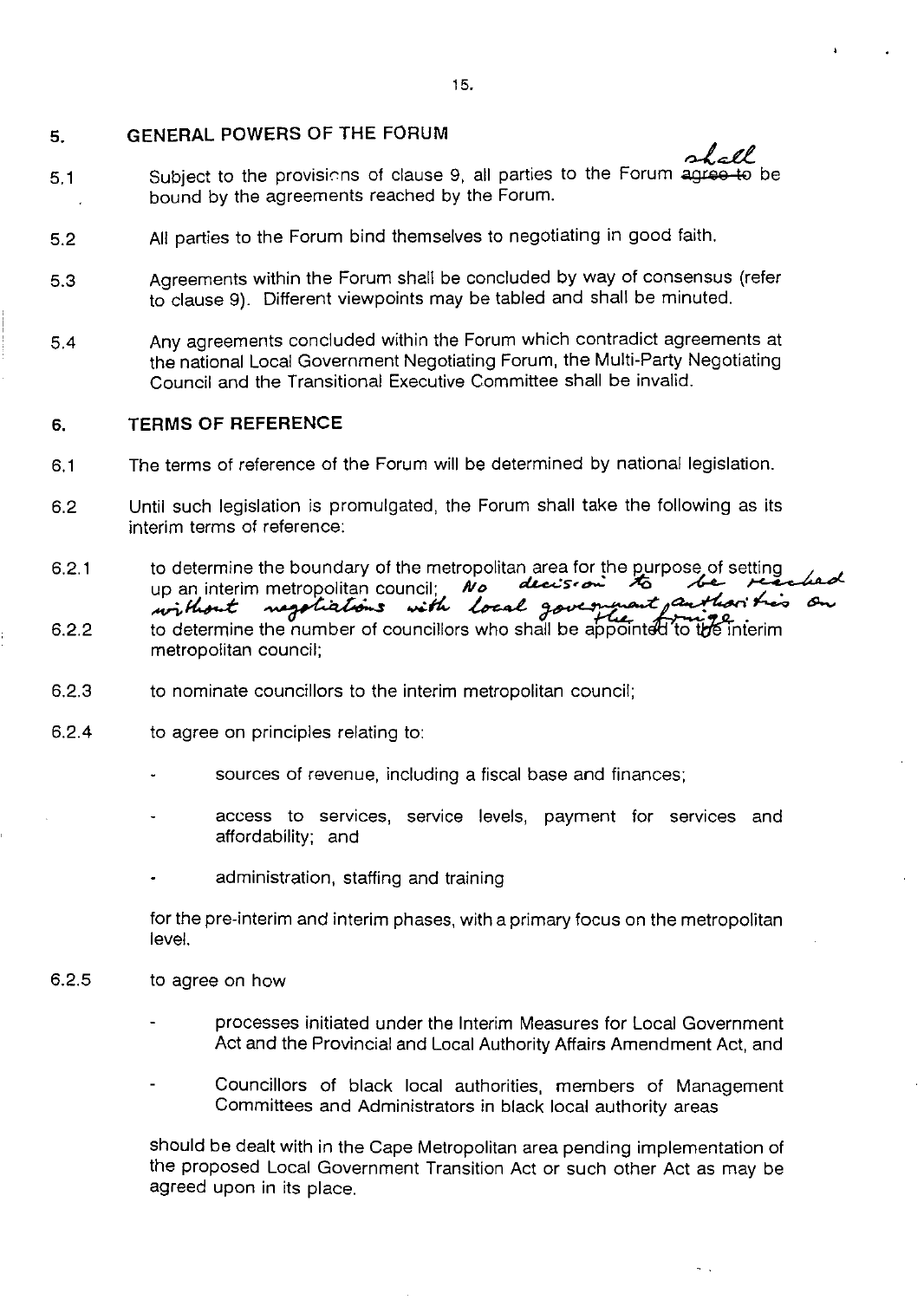## 5. GENERAL POWERS OF THE FORUM

5.1 Subject to the provisions of clause 9, all parties to the Forum ~~agree to~~ shall be bound by the agreements reached by the Forum.

5.2 All parties to the Forum bind themselves to negotiating in good faith.

5.3 Agreements within the Forum shall be concluded by way of consensus (refer to clause 9). Different viewpoints may be tabled and shall be minuted.

5.4 Any agreements concluded within the Forum which contradict agreements at the national Local Government Negotiating Forum, the Multi-Party Negotiating Council and the Transitional Executive Committee shall be invalid.

## 6. TERMS OF REFERENCE

6.1 The terms of reference of the Forum will be determined by national legislation.

6.2 Until such legislation is promulgated, the Forum shall take the following as its interim terms of reference:

6.2.1 to determine the boundary of the metropolitan area for the purpose of setting up an interim metropolitan council; *No decision to be reached without negotiations with local government authorities on the fringe.*

6.2.2 to determine the number of councillors who shall be appointed to the interim metropolitan council;

6.2.3 to nominate councillors to the interim metropolitan council;

6.2.4 to agree on principles relating to:

- sources of revenue, including a fiscal base and finances;
- access to services, service levels, payment for services and affordability; and
- administration, staffing and training

for the pre-interim and interim phases, with a primary focus on the metropolitan level.

6.2.5 to agree on how

- processes initiated under the Interim Measures for Local Government Act and the Provincial and Local Authority Affairs Amendment Act, and
- Councillors of black local authorities, members of Management Committees and Administrators in black local authority areas

should be dealt with in the Cape Metropolitan area pending implementation of the proposed Local Government Transition Act or such other Act as may be agreed upon in its place.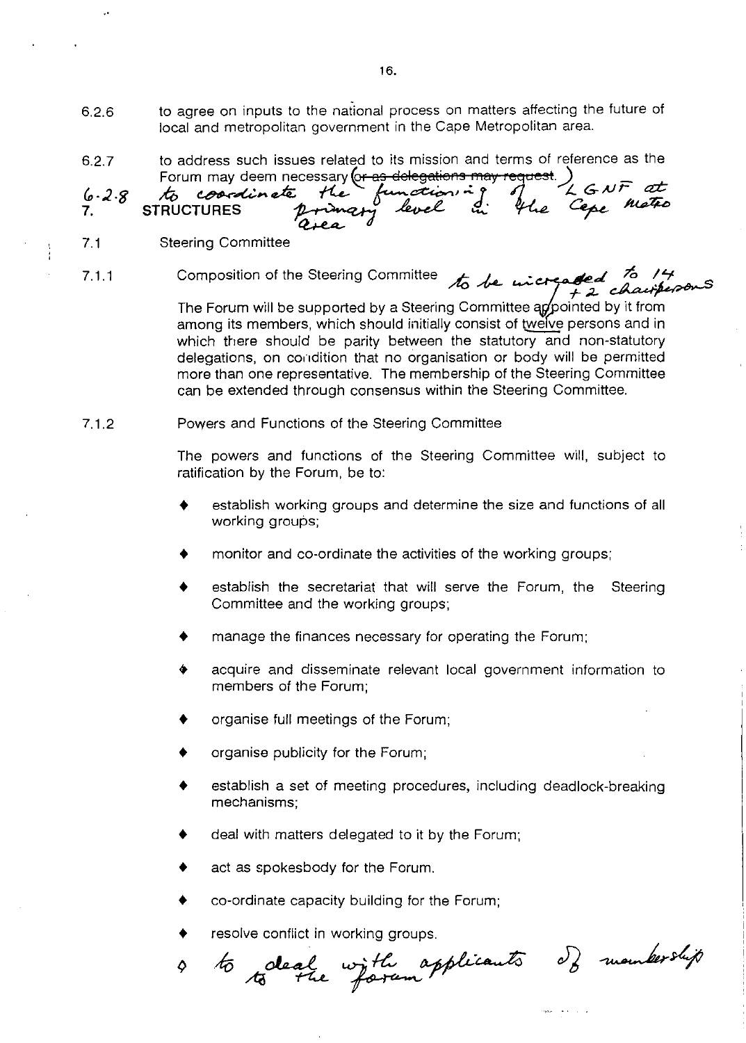6.2.6 to agree on inputs to the national process on matters affecting the future of local and metropolitan government in the Cape Metropolitan area.

6.2.7 to address such issues related to its mission and terms of reference as the Forum may deem necessary ~~(or as delegations may request.)~~

6.2.8 to coordinate the functioning of LGNF at primary level in the Cape Metro area

## 7. STRUCTURES

### 7.1 Steering Committee

7.1.1 Composition of the Steering Committee *to be increased to 14 + 2 chairpersons*

The Forum will be supported by a Steering Committee appointed by it from among its members, which should initially consist of twelve persons and in which there should be parity between the statutory and non-statutory delegations, on condition that no organisation or body will be permitted more than one representative. The membership of the Steering Committee can be extended through consensus within the Steering Committee.

7.1.2 Powers and Functions of the Steering Committee

The powers and functions of the Steering Committee will, subject to ratification by the Forum, be to:

- establish working groups and determine the size and functions of all working groups;
- monitor and co-ordinate the activities of the working groups;
- establish the secretariat that will serve the Forum, the Steering Committee and the working groups;
- manage the finances necessary for operating the Forum;
- acquire and disseminate relevant local government information to members of the Forum;
- organise full meetings of the Forum;
- organise publicity for the Forum;
- establish a set of meeting procedures, including deadlock-breaking mechanisms;
- deal with matters delegated to it by the Forum;
- act as spokesbody for the Forum.
- co-ordinate capacity building for the Forum;
- resolve conflict in working groups.
- *to deal with applicants of membership to the forum*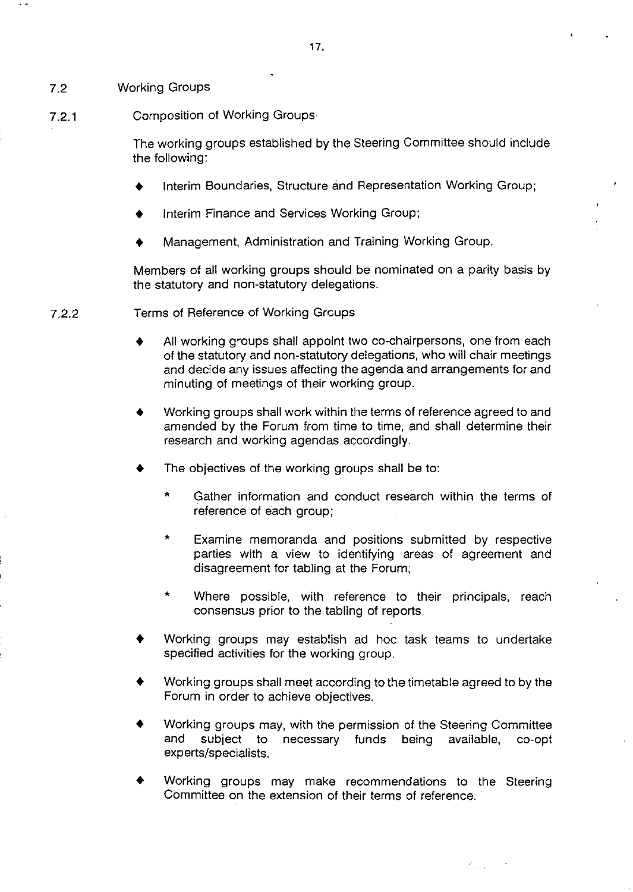## 7.2 Working Groups

### 7.2.1 Composition of Working Groups

The working groups established by the Steering Committee should include the following:

- Interim Boundaries, Structure and Representation Working Group;
- Interim Finance and Services Working Group;
- Management, Administration and Training Working Group.

Members of all working groups should be nominated on a parity basis by the statutory and non-statutory delegations.

### 7.2.2 Terms of Reference of Working Groups

- All working groups shall appoint two co-chairpersons, one from each of the statutory and non-statutory delegations, who will chair meetings and decide any issues affecting the agenda and arrangements for and minuting of meetings of their working group.
- Working groups shall work within the terms of reference agreed to and amended by the Forum from time to time, and shall determine their research and working agendas accordingly.
- The objectives of the working groups shall be to:
  - Gather information and conduct research within the terms of reference of each group;
  - Examine memoranda and positions submitted by respective parties with a view to identifying areas of agreement and disagreement for tabling at the Forum;
  - Where possible, with reference to their principals, reach consensus prior to the tabling of reports.
- Working groups may establish ad hoc task teams to undertake specified activities for the working group.
- Working groups shall meet according to the timetable agreed to by the Forum in order to achieve objectives.
- Working groups may, with the permission of the Steering Committee and subject to necessary funds being available, co-opt experts/specialists.
- Working groups may make recommendations to the Steering Committee on the extension of their terms of reference.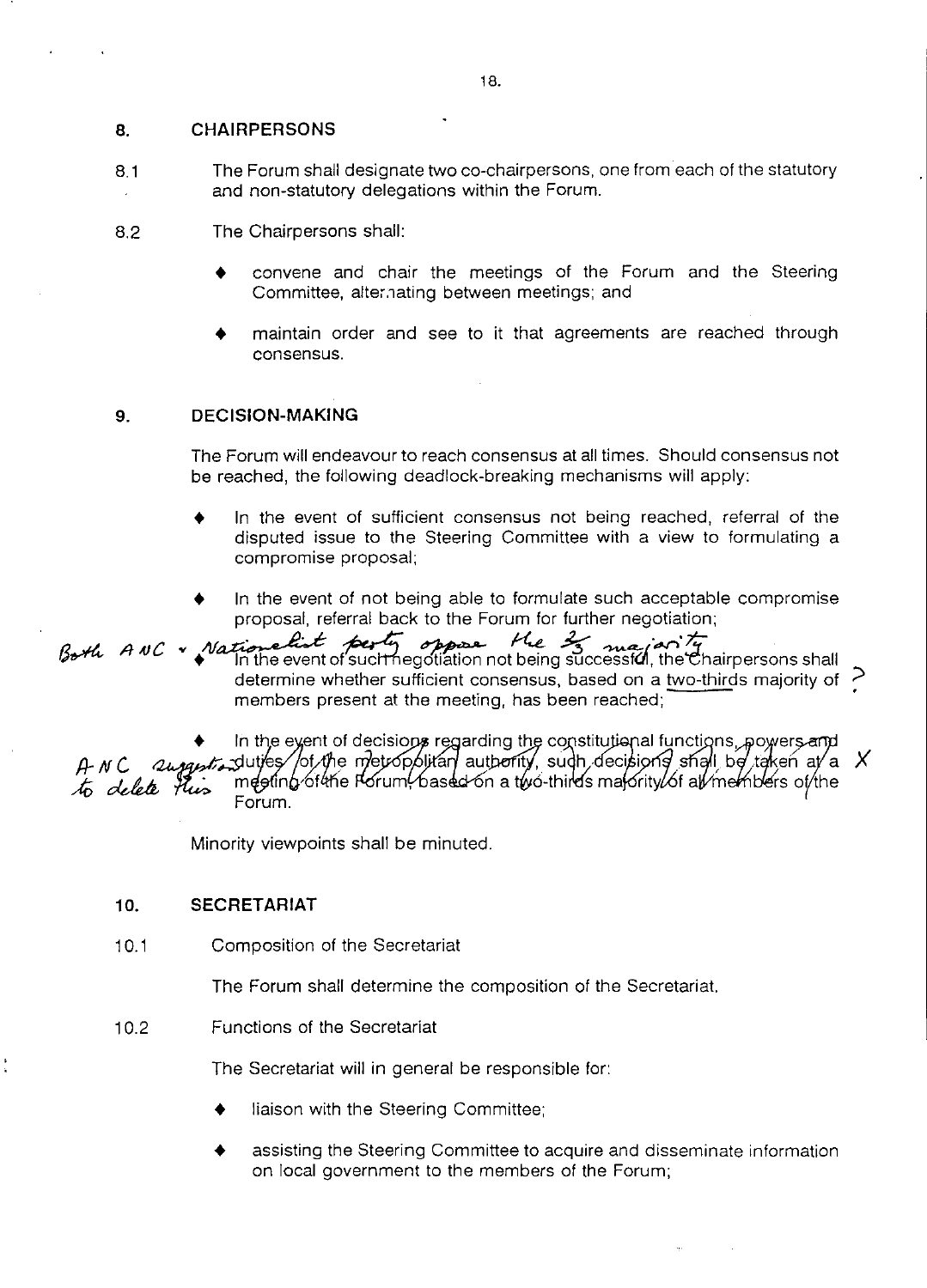## 8. CHAIRPERSONS

8.1 The Forum shall designate two co-chairpersons, one from each of the statutory and non-statutory delegations within the Forum.

8.2 The Chairpersons shall:

- convene and chair the meetings of the Forum and the Steering Committee, alternating between meetings; and
- maintain order and see to it that agreements are reached through consensus.

## 9. DECISION-MAKING

The Forum will endeavour to reach consensus at all times. Should consensus not be reached, the following deadlock-breaking mechanisms will apply:

- In the event of sufficient consensus not being reached, referral of the disputed issue to the Steering Committee with a view to formulating a compromise proposal;
- In the event of not being able to formulate such acceptable compromise proposal, referral back to the Forum for further negotiation;
- *Both ANC + Nationalist party oppose the 2/3 majority* In the event of such negotiation not being successful, the Chairpersons shall determine whether sufficient consensus, based on a <u>two-thirds</u> majority of members present at the meeting, has been reached; ?
- *ANC suggests to delete this* ~~In the event of decisions regarding the constitutional functions, powers and duties of the metropolitan authority, such decisions shall be taken at a meeting of the Forum, based on a two-thirds majority of all members of the Forum.~~ X

Minority viewpoints shall be minuted.

## 10. SECRETARIAT

10.1 Composition of the Secretariat

The Forum shall determine the composition of the Secretariat.

10.2 Functions of the Secretariat

The Secretariat will in general be responsible for:

- liaison with the Steering Committee;
- assisting the Steering Committee to acquire and disseminate information on local government to the members of the Forum;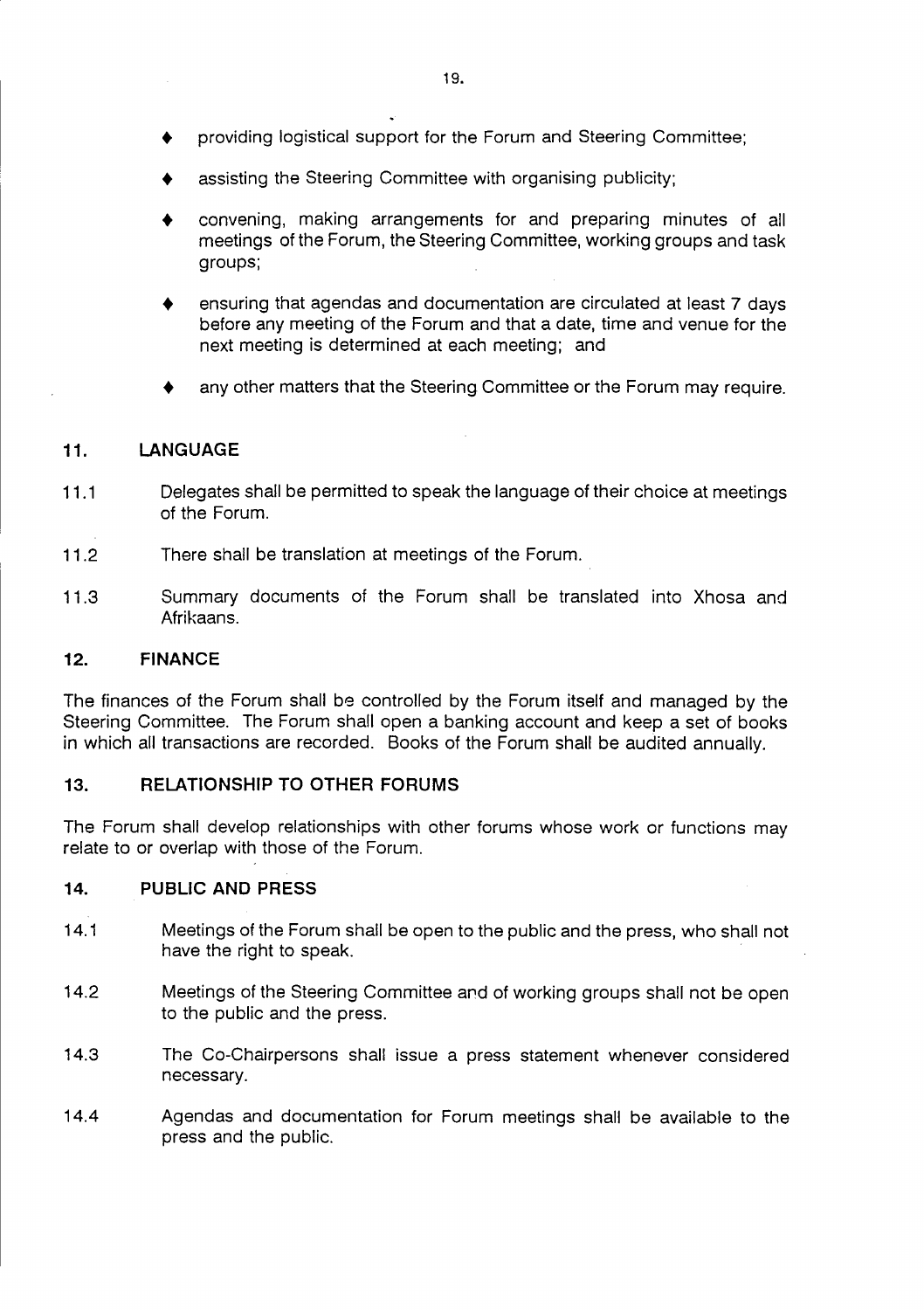- providing logistical support for the Forum and Steering Committee;
- assisting the Steering Committee with organising publicity;
- convening, making arrangements for and preparing minutes of all meetings of the Forum, the Steering Committee, working groups and task groups;
- ensuring that agendas and documentation are circulated at least 7 days before any meeting of the Forum and that a date, time and venue for the next meeting is determined at each meeting; and
- any other matters that the Steering Committee or the Forum may require.

## 11. LANGUAGE

11.1 Delegates shall be permitted to speak the language of their choice at meetings of the Forum.

11.2 There shall be translation at meetings of the Forum.

11.3 Summary documents of the Forum shall be translated into Xhosa and Afrikaans.

## 12. FINANCE

The finances of the Forum shall be controlled by the Forum itself and managed by the Steering Committee. The Forum shall open a banking account and keep a set of books in which all transactions are recorded. Books of the Forum shall be audited annually.

## 13. RELATIONSHIP TO OTHER FORUMS

The Forum shall develop relationships with other forums whose work or functions may relate to or overlap with those of the Forum.

## 14. PUBLIC AND PRESS

14.1 Meetings of the Forum shall be open to the public and the press, who shall not have the right to speak.

14.2 Meetings of the Steering Committee and of working groups shall not be open to the public and the press.

14.3 The Co-Chairpersons shall issue a press statement whenever considered necessary.

14.4 Agendas and documentation for Forum meetings shall be available to the press and the public.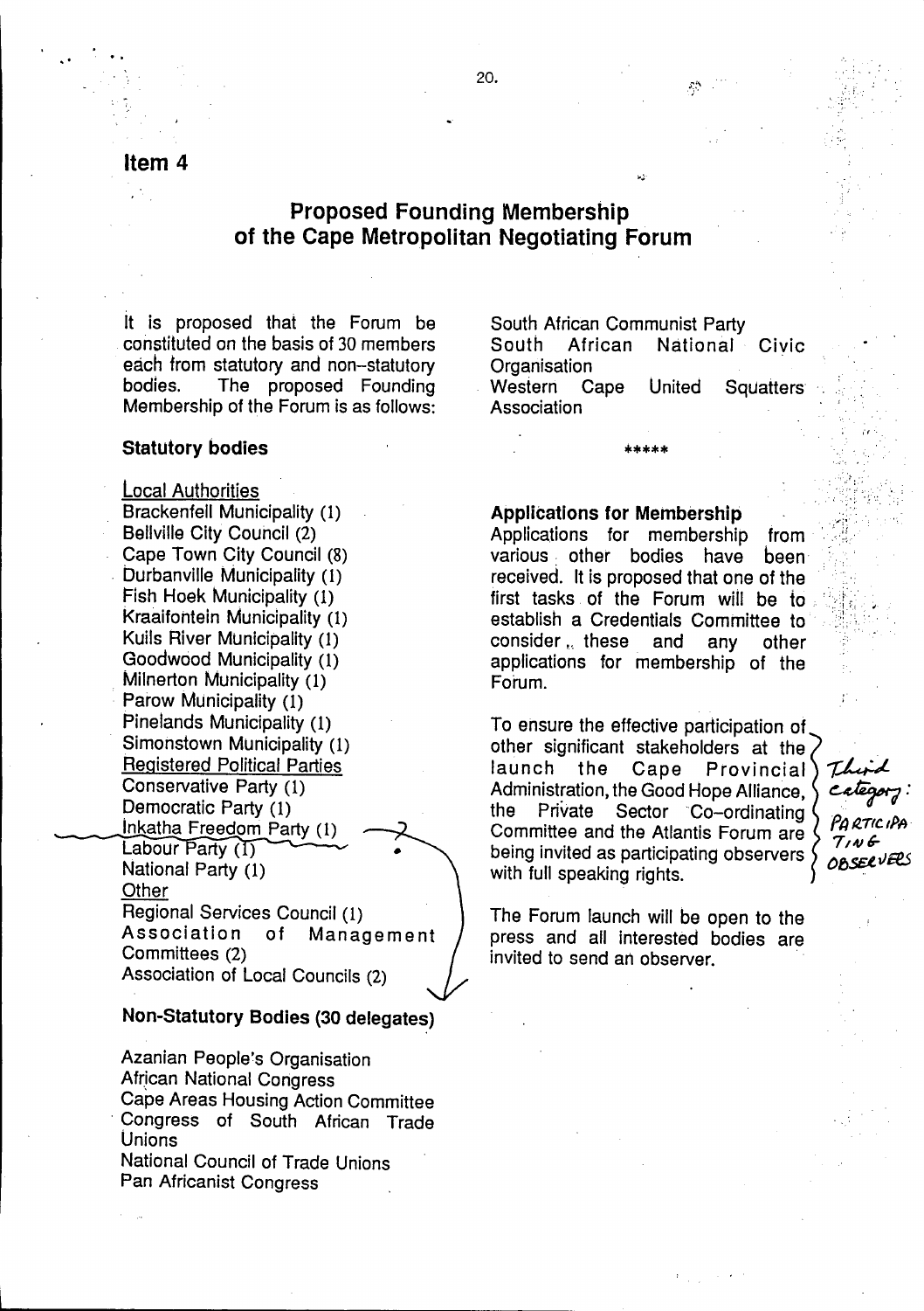## Item 4

# Proposed Founding Membership of the Cape Metropolitan Negotiating Forum

It is proposed that the Forum be constituted on the basis of 30 members each from statutory and non-statutory bodies. The proposed Founding Membership of the Forum is as follows:

### Statutory bodies

Local Authorities

Brackenfell Municipality (1)
Bellville City Council (2)
Cape Town City Council (8)
Durbanville Municipality (1)
Fish Hoek Municipality (1)
Kraaifontein Municipality (1)
Kuils River Municipality (1)
Goodwood Municipality (1)
Milnerton Municipality (1)
Parow Municipality (1)
Pinelands Municipality (1)
Simonstown Municipality (1)

Registered Political Parties

Conservative Party (1)
Democratic Party (1)
Inkatha Freedom Party (1)
Labour Party (1)
National Party (1)

Other

Regional Services Council (1)
Association of Management Committees (2)
Association of Local Councils (2)

### Non-Statutory Bodies (30 delegates)

Azanian People's Organisation
African National Congress
Cape Areas Housing Action Committee
Congress of South African Trade Unions
National Council of Trade Unions
Pan Africanist Congress
South African Communist Party
South African National Civic Organisation
Western Cape United Squatters Association

\*\*\*\*\*

### Applications for Membership

Applications for membership from various other bodies have been received. It is proposed that one of the first tasks of the Forum will be to establish a Credentials Committee to consider these and any other applications for membership of the Forum.

To ensure the effective participation of other significant stakeholders at the launch the Cape Provincial Administration, the Good Hope Alliance, the Private Sector Co-ordinating Committee and the Atlantis Forum are being invited as participating observers with full speaking rights.

*Third category: PARTICIPATING OBSERVERS*

The Forum launch will be open to the press and all interested bodies are invited to send an observer.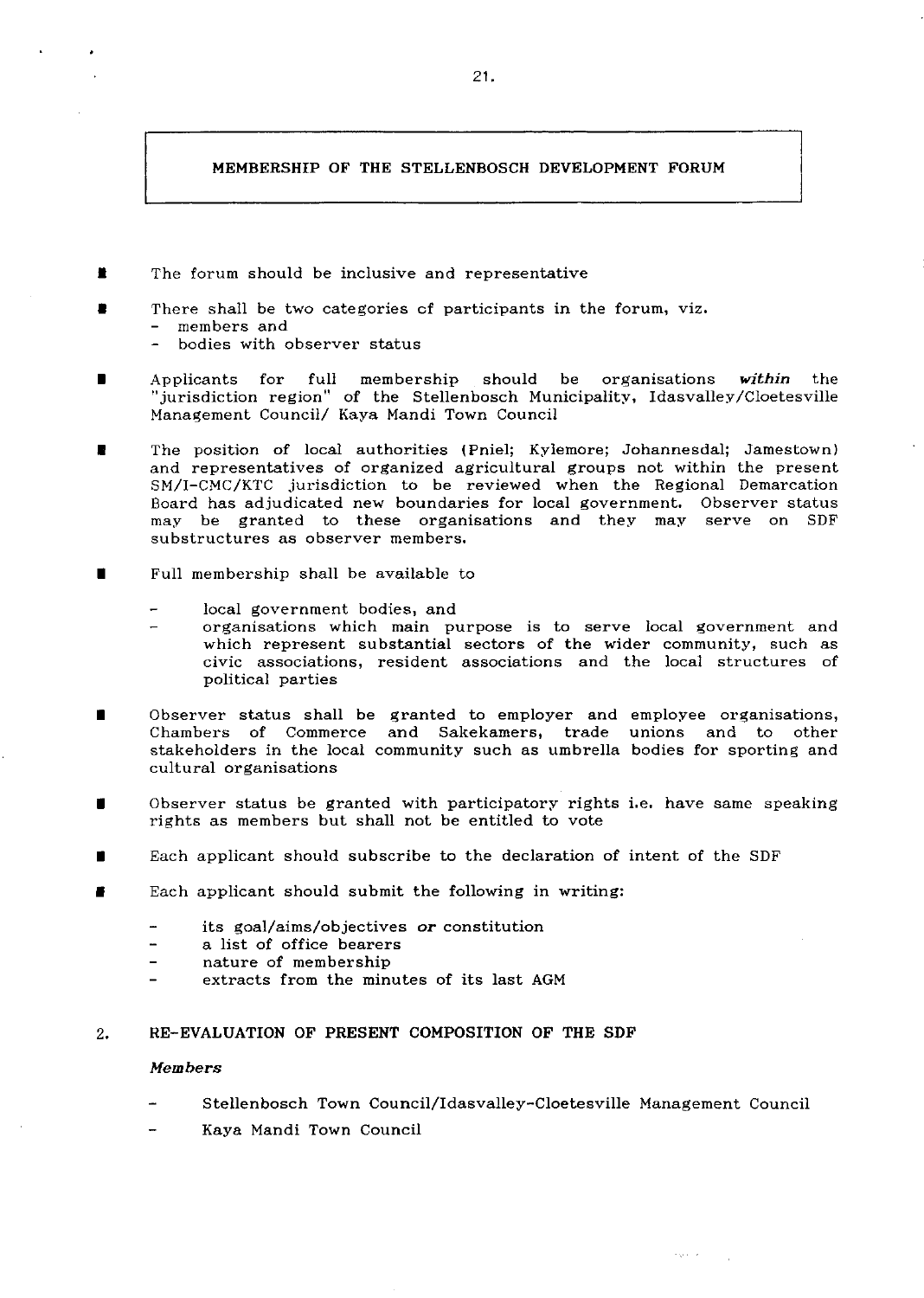## MEMBERSHIP OF THE STELLENBOSCH DEVELOPMENT FORUM

- The forum should be inclusive and representative

- There shall be two categories of participants in the forum, viz.
  - members and
  - bodies with observer status

- Applicants for full membership should be organisations ***within*** the "jurisdiction region" of the Stellenbosch Municipality, Idasvalley/Cloetesville Management Council/ Kaya Mandi Town Council

- The position of local authorities (Pniel; Kylemore; Johannesdal; Jamestown) and representatives of organized agricultural groups not within the present SM/I-CMC/KTC jurisdiction to be reviewed when the Regional Demarcation Board has adjudicated new boundaries for local government. Observer status may be granted to these organisations and they may serve on SDF substructures as observer members.

- Full membership shall be available to

  - local government bodies, and
  - organisations which main purpose is to serve local government and which represent substantial sectors of the wider community, such as civic associations, resident associations and the local structures of political parties

- Observer status shall be granted to employer and employee organisations, Chambers of Commerce and Sakekamers, trade unions and to other stakeholders in the local community such as umbrella bodies for sporting and cultural organisations

- Observer status be granted with participatory rights i.e. have same speaking rights as members but shall not be entitled to vote

- Each applicant should subscribe to the declaration of intent of the SDF

- Each applicant should submit the following in writing:

  - its goal/aims/objectives *or* constitution
  - a list of office bearers
  - nature of membership
  - extracts from the minutes of its last AGM

## 2. RE-EVALUATION OF PRESENT COMPOSITION OF THE SDF

***Members***

- Stellenbosch Town Council/Idasvalley-Cloetesville Management Council
- Kaya Mandi Town Council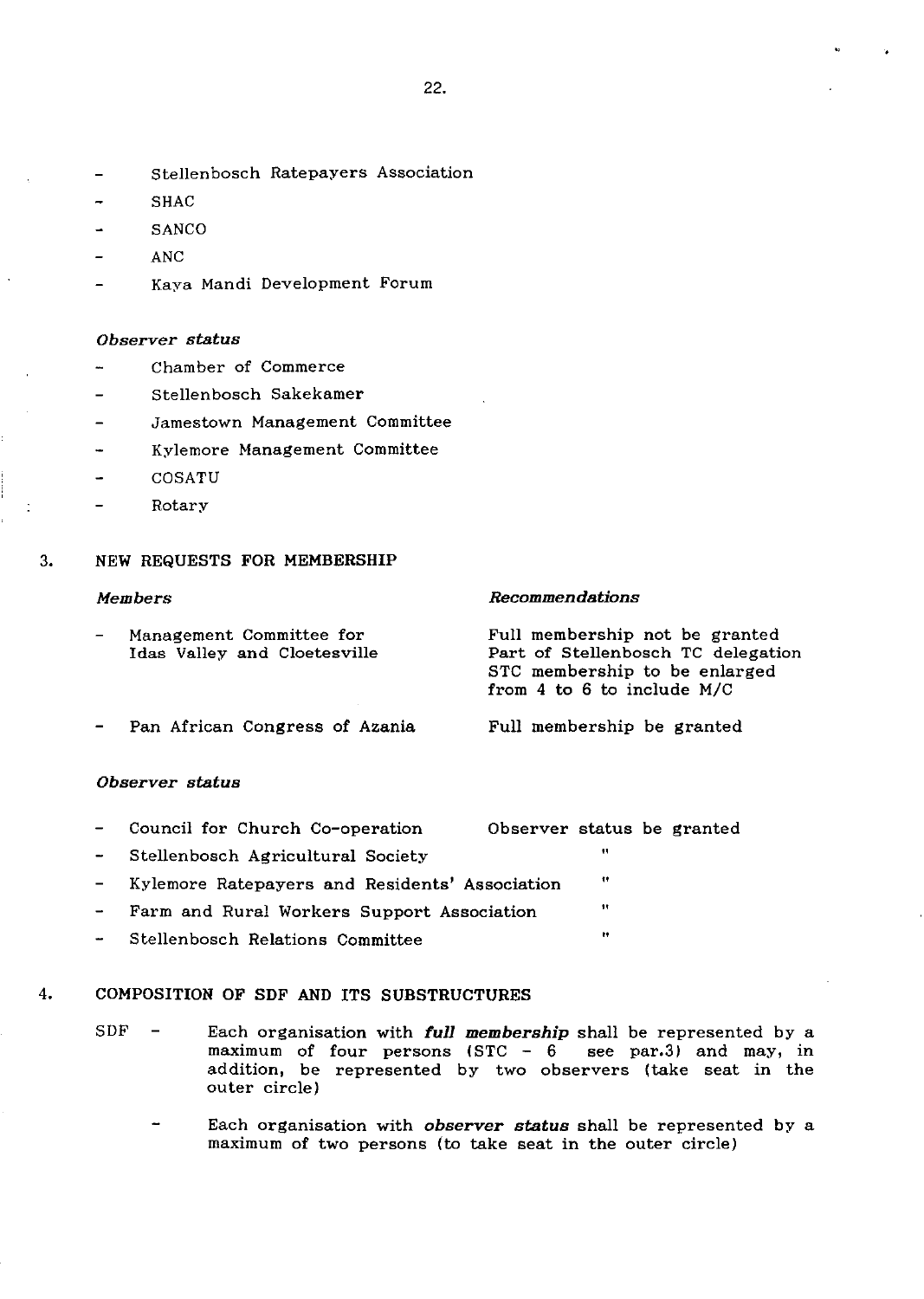- Stellenbosch Ratepayers Association
- SHAC
- SANCO
- ANC
- Kaya Mandi Development Forum

*Observer status*

- Chamber of Commerce
- Stellenbosch Sakekamer
- Jamestown Management Committee
- Kylemore Management Committee
- COSATU
- Rotary

3. NEW REQUESTS FOR MEMBERSHIP

| *Members* | *Recommendations* |
|---|---|
| - Management Committee for Idas Valley and Cloetesville | Full membership not be granted Part of Stellenbosch TC delegation STC membership to be enlarged from 4 to 6 to include M/C |
| - Pan African Congress of Azania | Full membership be granted |

*Observer status*

| | |
|---|---|
| - Council for Church Co-operation | Observer status be granted |
| - Stellenbosch Agricultural Society | " |
| - Kylemore Ratepayers and Residents' Association | " |
| - Farm and Rural Workers Support Association | " |
| - Stellenbosch Relations Committee | " |

4. COMPOSITION OF SDF AND ITS SUBSTRUCTURES

SDF - Each organisation with ***full membership*** shall be represented by a maximum of four persons (STC - 6 see par.3) and may, in addition, be represented by two observers (take seat in the outer circle)

- Each organisation with ***observer status*** shall be represented by a maximum of two persons (to take seat in the outer circle)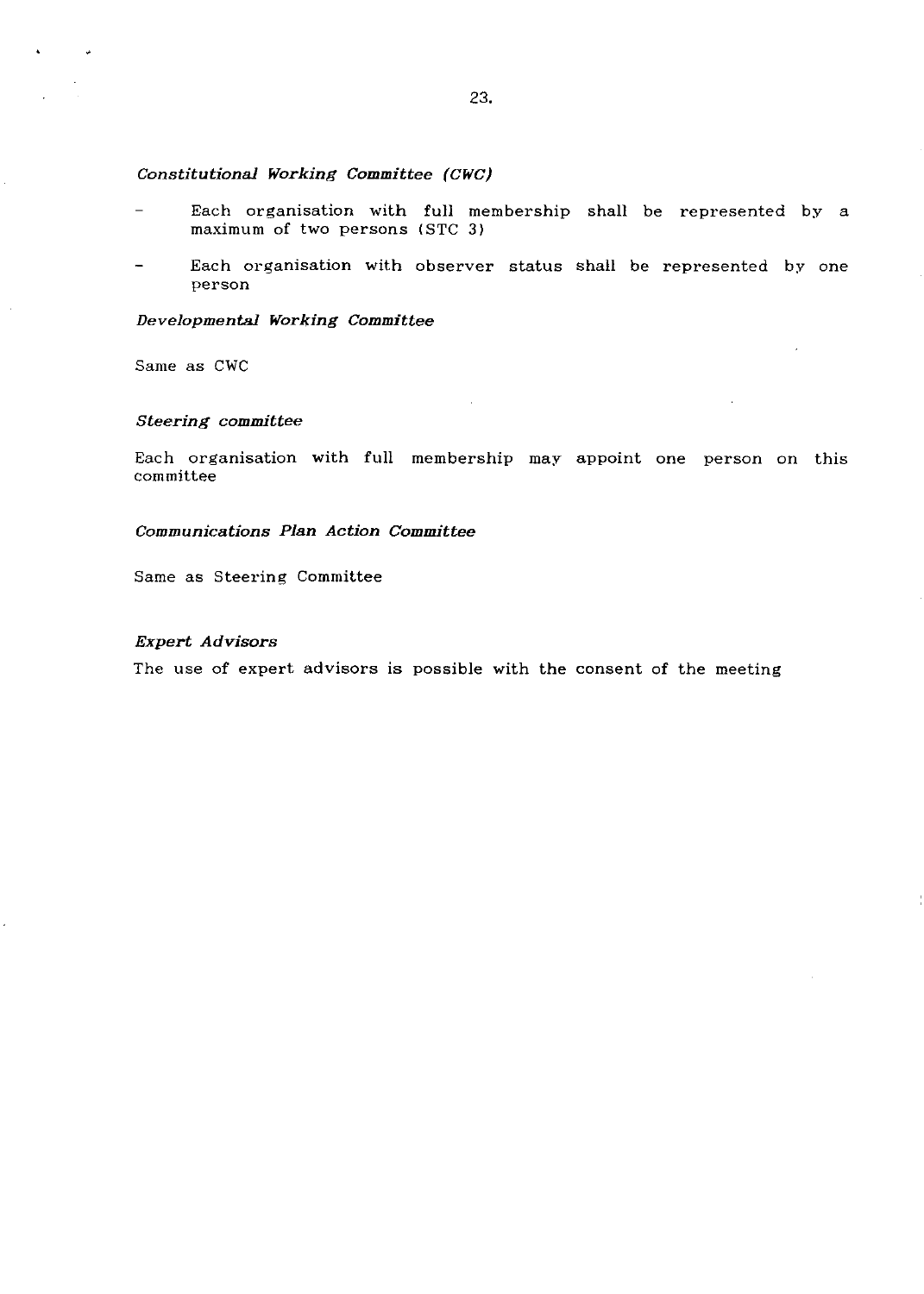*Constitutional Working Committee (CWC)*

- Each organisation with full membership shall be represented by a maximum of two persons (STC 3)
- Each organisation with observer status shall be represented by one person

*Developmental Working Committee*

Same as CWC

*Steering committee*

Each organisation with full membership may appoint one person on this committee

*Communications Plan Action Committee*

Same as Steering Committee

*Expert Advisors*

The use of expert advisors is possible with the consent of the meeting